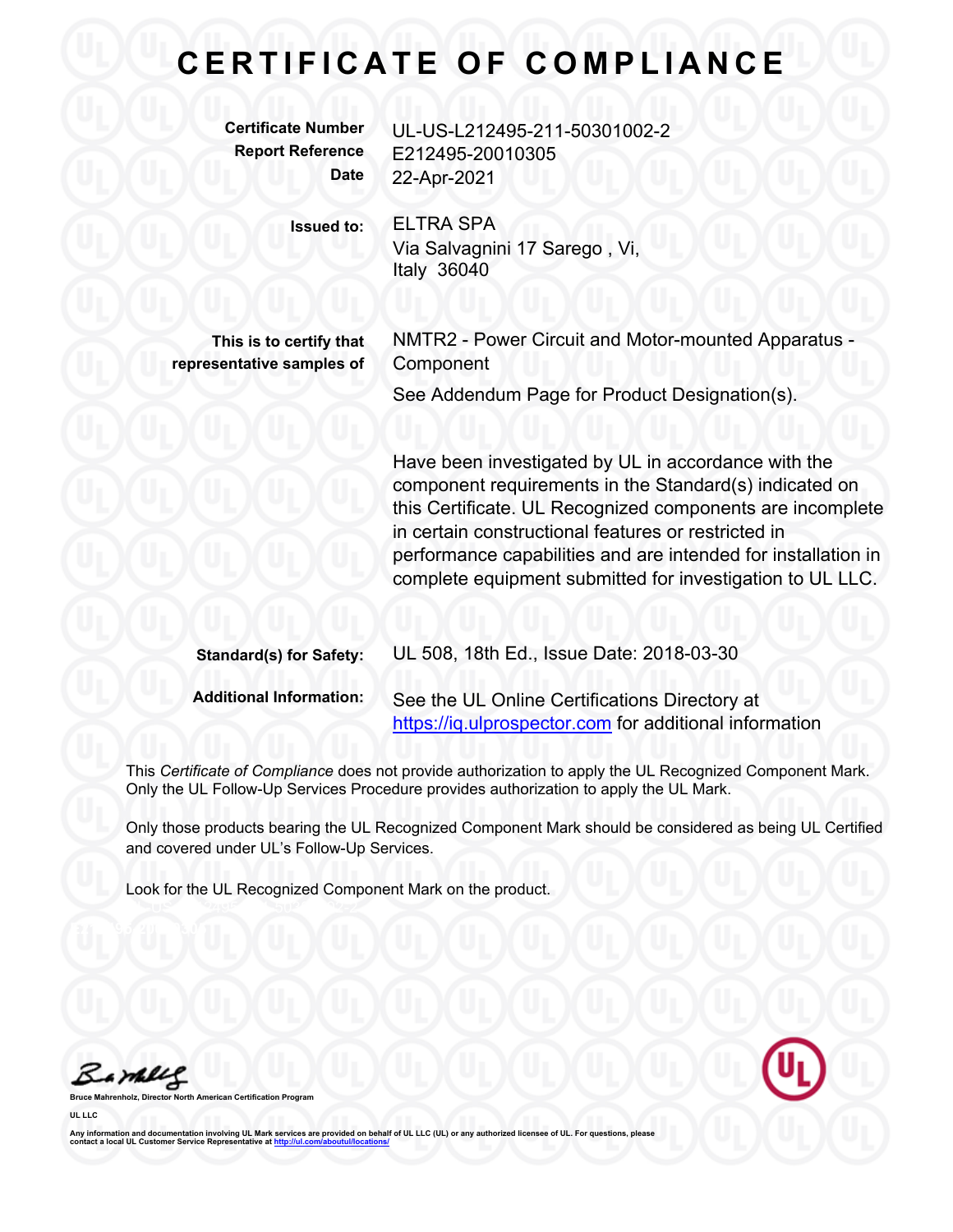# CERTIFICATE OF COMPLIANCE

**Certificate Number** UL-US-L212495-211-50301002-2
**Report Reference** E212495-20010305
**Date** 22-Apr-2021

**Issued to:** ELTRA SPA
Via Salvagnini 17 Sarego , Vi,
Italy 36040

**This is to certify that representative samples of** NMTR2 - Power Circuit and Motor-mounted Apparatus - Component

See Addendum Page for Product Designation(s).

Have been investigated by UL in accordance with the component requirements in the Standard(s) indicated on this Certificate. UL Recognized components are incomplete in certain constructional features or restricted in performance capabilities and are intended for installation in complete equipment submitted for investigation to UL LLC.

**Standard(s) for Safety:** UL 508, 18th Ed., Issue Date: 2018-03-30

**Additional Information:** See the UL Online Certifications Directory at https://iq.ulprospector.com for additional information

This *Certificate of Compliance* does not provide authorization to apply the UL Recognized Component Mark. Only the UL Follow-Up Services Procedure provides authorization to apply the UL Mark.

Only those products bearing the UL Recognized Component Mark should be considered as being UL Certified and covered under UL's Follow-Up Services.

Look for the UL Recognized Component Mark on the product.

**Bruce Mahrenholz, Director North American Certification Program**

**UL LLC**

**Any information and documentation involving UL Mark services are provided on behalf of UL LLC (UL) or any authorized licensee of UL. For questions, please contact a local UL Customer Service Representative at http://ul.com/aboutul/locations/**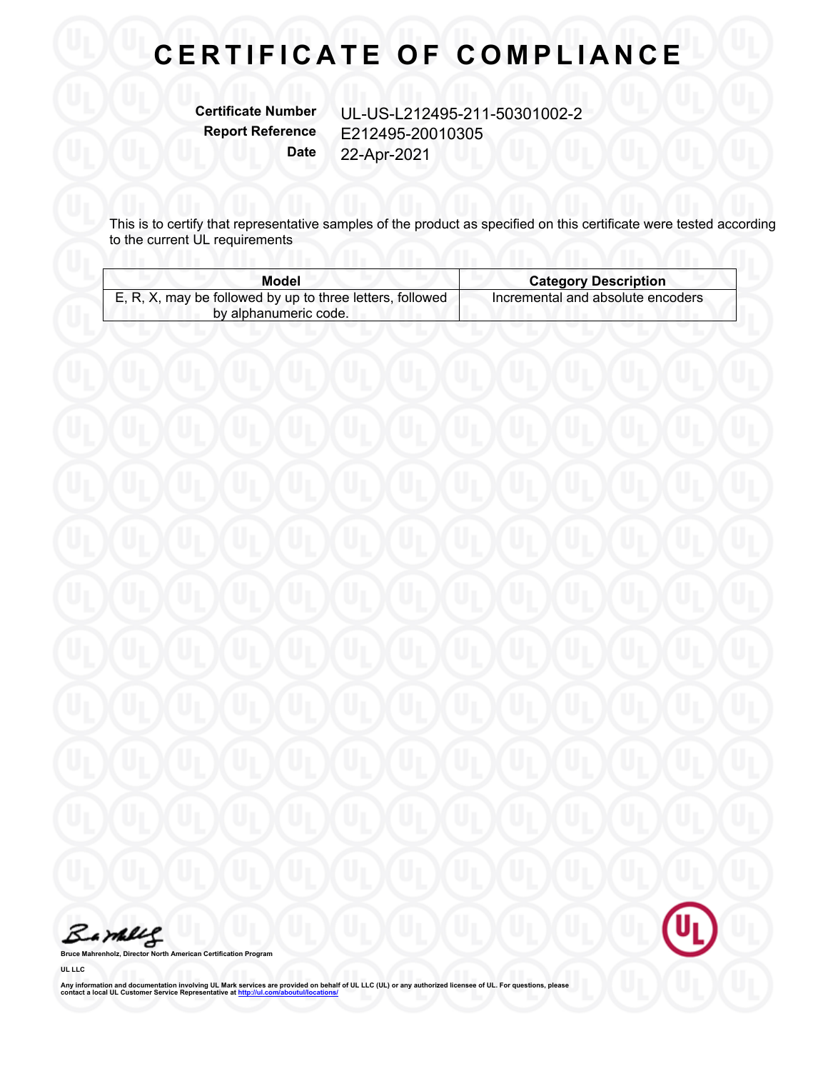# CERTIFICATE OF COMPLIANCE

**Certificate Number** UL-US-L212495-211-50301002-2
**Report Reference** E212495-20010305
**Date** 22-Apr-2021

This is to certify that representative samples of the product as specified on this certificate were tested according to the current UL requirements

| Model | Category Description |
| --- | --- |
| E, R, X, may be followed by up to three letters, followed by alphanumeric code. | Incremental and absolute encoders |

**Bruce Mahrenholz, Director North American Certification Program**

**UL LLC**

**Any information and documentation involving UL Mark services are provided on behalf of UL LLC (UL) or any authorized licensee of UL. For questions, please contact a local UL Customer Service Representative at http://ul.com/aboutul/locations/**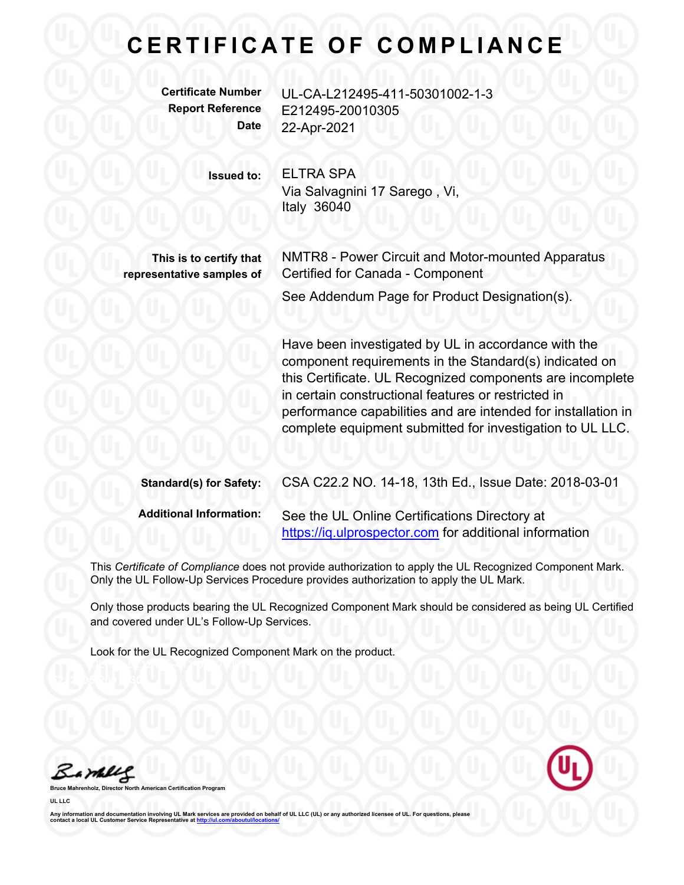# CERTIFICATE OF COMPLIANCE

| | |
|---|---|
| **Certificate Number** | UL-CA-L212495-411-50301002-1-3 |
| **Report Reference** | E212495-20010305 |
| **Date** | 22-Apr-2021 |

| | |
|---|---|
| **Issued to:** | ELTRA SPA<br>Via Salvagnini 17 Sarego , Vi,<br>Italy 36040 |
| **This is to certify that representative samples of** | NMTR8 - Power Circuit and Motor-mounted Apparatus Certified for Canada - Component<br><br>See Addendum Page for Product Designation(s).<br><br>Have been investigated by UL in accordance with the component requirements in the Standard(s) indicated on this Certificate. UL Recognized components are incomplete in certain constructional features or restricted in performance capabilities and are intended for installation in complete equipment submitted for investigation to UL LLC. |
| **Standard(s) for Safety:** | CSA C22.2 NO. 14-18, 13th Ed., Issue Date: 2018-03-01 |
| **Additional Information:** | See the UL Online Certifications Directory at https://iq.ulprospector.com for additional information |

This *Certificate of Compliance* does not provide authorization to apply the UL Recognized Component Mark. Only the UL Follow-Up Services Procedure provides authorization to apply the UL Mark.

Only those products bearing the UL Recognized Component Mark should be considered as being UL Certified and covered under UL's Follow-Up Services.

Look for the UL Recognized Component Mark on the product.

Bruce Mahrenholz, Director North American Certification Program

UL LLC

Any information and documentation involving UL Mark services are provided on behalf of UL LLC (UL) or any authorized licensee of UL. For questions, please contact a local UL Customer Service Representative at http://ul.com/aboutul/locations/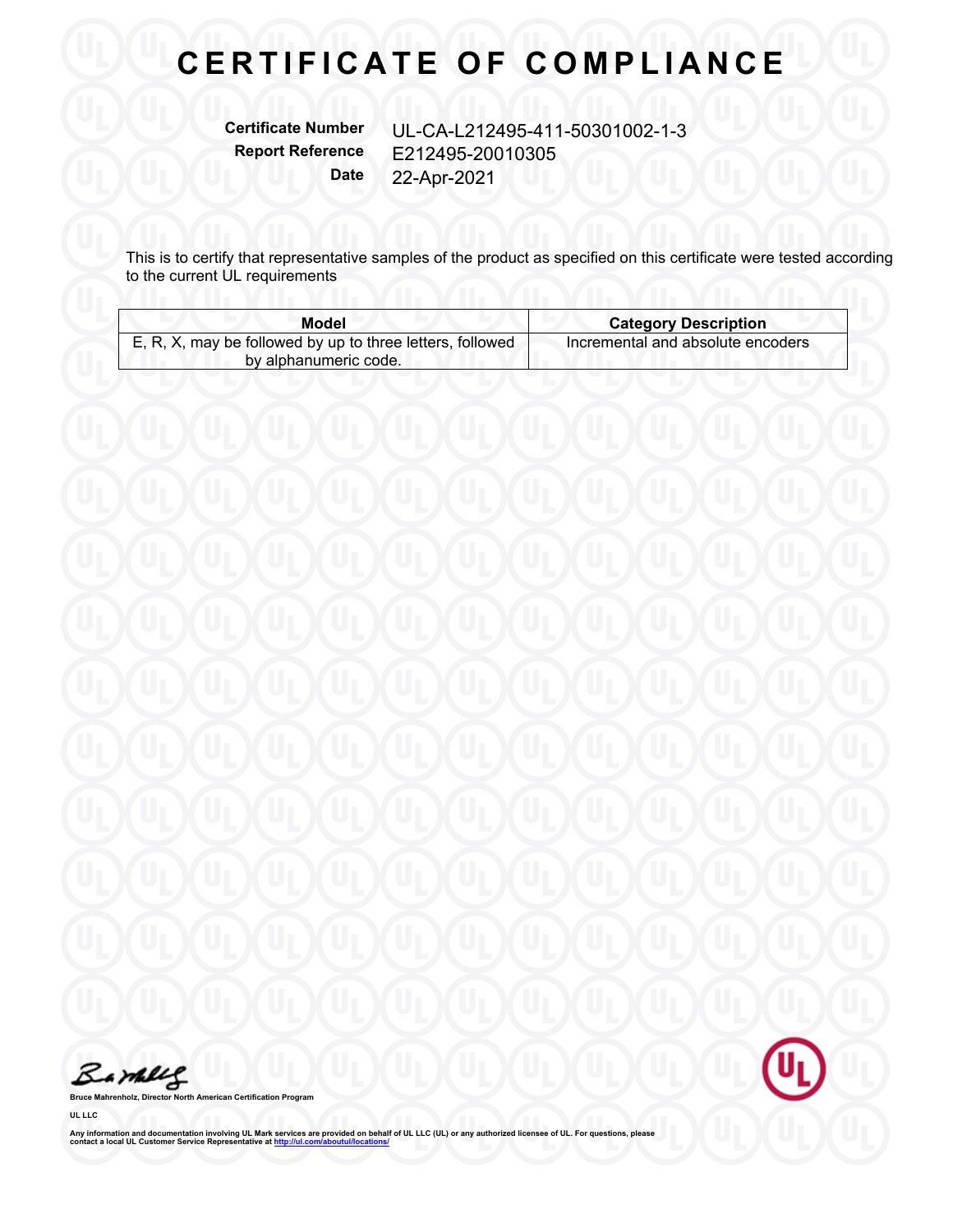# CERTIFICATE OF COMPLIANCE

**Certificate Number** UL-CA-L212495-411-50301002-1-3
**Report Reference** E212495-20010305
**Date** 22-Apr-2021

This is to certify that representative samples of the product as specified on this certificate were tested according to the current UL requirements

| Model | Category Description |
| --- | --- |
| E, R, X, may be followed by up to three letters, followed by alphanumeric code. | Incremental and absolute encoders |

**Bruce Mahrenholz, Director North American Certification Program**

**UL LLC**

**Any information and documentation involving UL Mark services are provided on behalf of UL LLC (UL) or any authorized licensee of UL. For questions, please contact a local UL Customer Service Representative at http://ul.com/aboutul/locations/**